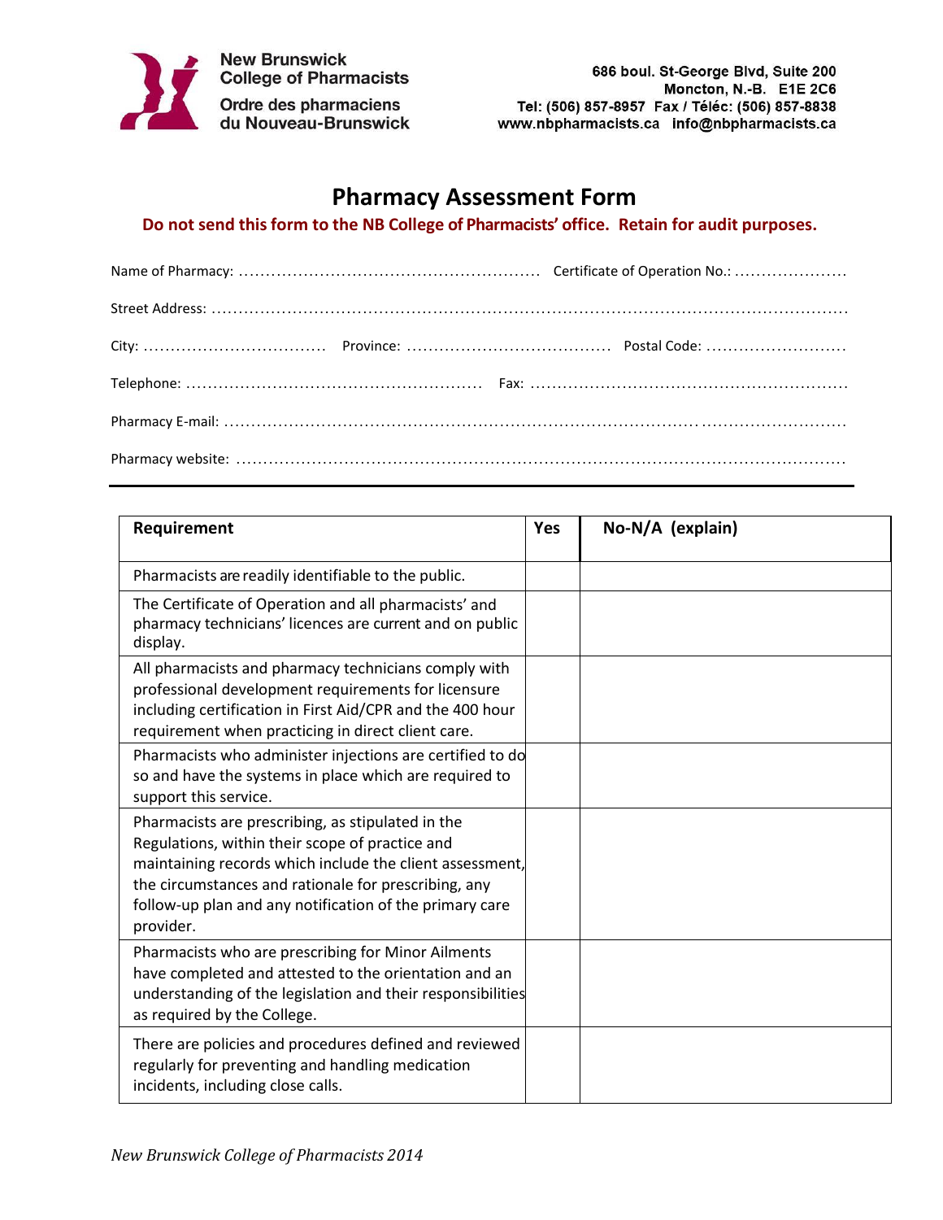New Brunswick College of Pharmacists
Ordre des pharmaciens du Nouveau-Brunswick

686 boul. St-George Blvd, Suite 200
Moncton, N.-B. E1E 2C6
Tel: (506) 857-8957 Fax / Téléc: (506) 857-8838
www.nbpharmacists.ca info@nbpharmacists.ca

# Pharmacy Assessment Form

**Do not send this form to the NB College of Pharmacists' office. Retain for audit purposes.**

Name of Pharmacy: .................................................... Certificate of Operation No.: ....................

Street Address: ........................................................................................................................

City: .................................. Province: ..................................... Postal Code: ..........................

Telephone: ...................................................... Fax: .........................................................

Pharmacy E-mail: ........................................................................................................................

Pharmacy website: ........................................................................................................................

---

| Requirement | Yes | No-N/A (explain) |
|---|---|---|
| Pharmacists are readily identifiable to the public. | | |
| The Certificate of Operation and all pharmacists' and pharmacy technicians' licences are current and on public display. | | |
| All pharmacists and pharmacy technicians comply with professional development requirements for licensure including certification in First Aid/CPR and the 400 hour requirement when practicing in direct client care. | | |
| Pharmacists who administer injections are certified to do so and have the systems in place which are required to support this service. | | |
| Pharmacists are prescribing, as stipulated in the Regulations, within their scope of practice and maintaining records which include the client assessment, the circumstances and rationale for prescribing, any follow-up plan and any notification of the primary care provider. | | |
| Pharmacists who are prescribing for Minor Ailments have completed and attested to the orientation and an understanding of the legislation and their responsibilities as required by the College. | | |
| There are policies and procedures defined and reviewed regularly for preventing and handling medication incidents, including close calls. | | |

*New Brunswick College of Pharmacists 2014*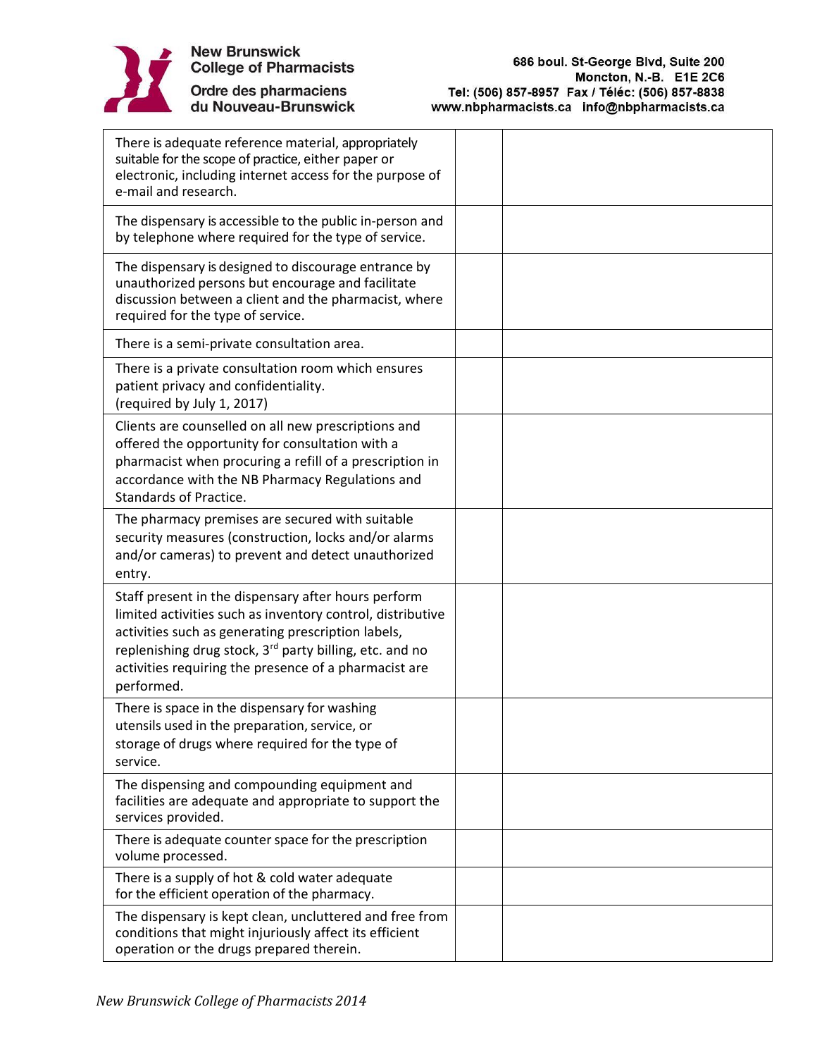| | | |
|---|---|---|
| There is adequate reference material, appropriately suitable for the scope of practice, either paper or electronic, including internet access for the purpose of e-mail and research. | | |
| The dispensary is accessible to the public in-person and by telephone where required for the type of service. | | |
| The dispensary is designed to discourage entrance by unauthorized persons but encourage and facilitate discussion between a client and the pharmacist, where required for the type of service. | | |
| There is a semi-private consultation area. | | |
| There is a private consultation room which ensures patient privacy and confidentiality. (required by July 1, 2017) | | |
| Clients are counselled on all new prescriptions and offered the opportunity for consultation with a pharmacist when procuring a refill of a prescription in accordance with the NB Pharmacy Regulations and Standards of Practice. | | |
| The pharmacy premises are secured with suitable security measures (construction, locks and/or alarms and/or cameras) to prevent and detect unauthorized entry. | | |
| Staff present in the dispensary after hours perform limited activities such as inventory control, distributive activities such as generating prescription labels, replenishing drug stock, 3rd party billing, etc. and no activities requiring the presence of a pharmacist are performed. | | |
| There is space in the dispensary for washing utensils used in the preparation, service, or storage of drugs where required for the type of service. | | |
| The dispensing and compounding equipment and facilities are adequate and appropriate to support the services provided. | | |
| There is adequate counter space for the prescription volume processed. | | |
| There is a supply of hot & cold water adequate for the efficient operation of the pharmacy. | | |
| The dispensary is kept clean, uncluttered and free from conditions that might injuriously affect its efficient operation or the drugs prepared therein. | | |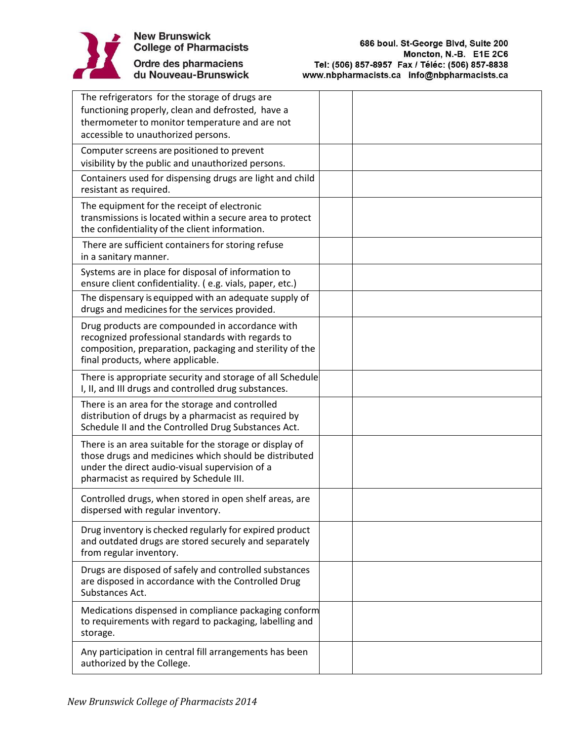| | | |
|---|---|---|
| The refrigerators for the storage of drugs are functioning properly, clean and defrosted, have a thermometer to monitor temperature and are not accessible to unauthorized persons. | | |
| Computer screens are positioned to prevent visibility by the public and unauthorized persons. | | |
| Containers used for dispensing drugs are light and child resistant as required. | | |
| The equipment for the receipt of electronic transmissions is located within a secure area to protect the confidentiality of the client information. | | |
| There are sufficient containers for storing refuse in a sanitary manner. | | |
| Systems are in place for disposal of information to ensure client confidentiality. ( e.g. vials, paper, etc.) | | |
| The dispensary is equipped with an adequate supply of drugs and medicines for the services provided. | | |
| Drug products are compounded in accordance with recognized professional standards with regards to composition, preparation, packaging and sterility of the final products, where applicable. | | |
| There is appropriate security and storage of all Schedule I, II, and III drugs and controlled drug substances. | | |
| There is an area for the storage and controlled distribution of drugs by a pharmacist as required by Schedule II and the Controlled Drug Substances Act. | | |
| There is an area suitable for the storage or display of those drugs and medicines which should be distributed under the direct audio-visual supervision of a pharmacist as required by Schedule III. | | |
| Controlled drugs, when stored in open shelf areas, are dispersed with regular inventory. | | |
| Drug inventory is checked regularly for expired product and outdated drugs are stored securely and separately from regular inventory. | | |
| Drugs are disposed of safely and controlled substances are disposed in accordance with the Controlled Drug Substances Act. | | |
| Medications dispensed in compliance packaging conform to requirements with regard to packaging, labelling and storage. | | |
| Any participation in central fill arrangements has been authorized by the College. | | |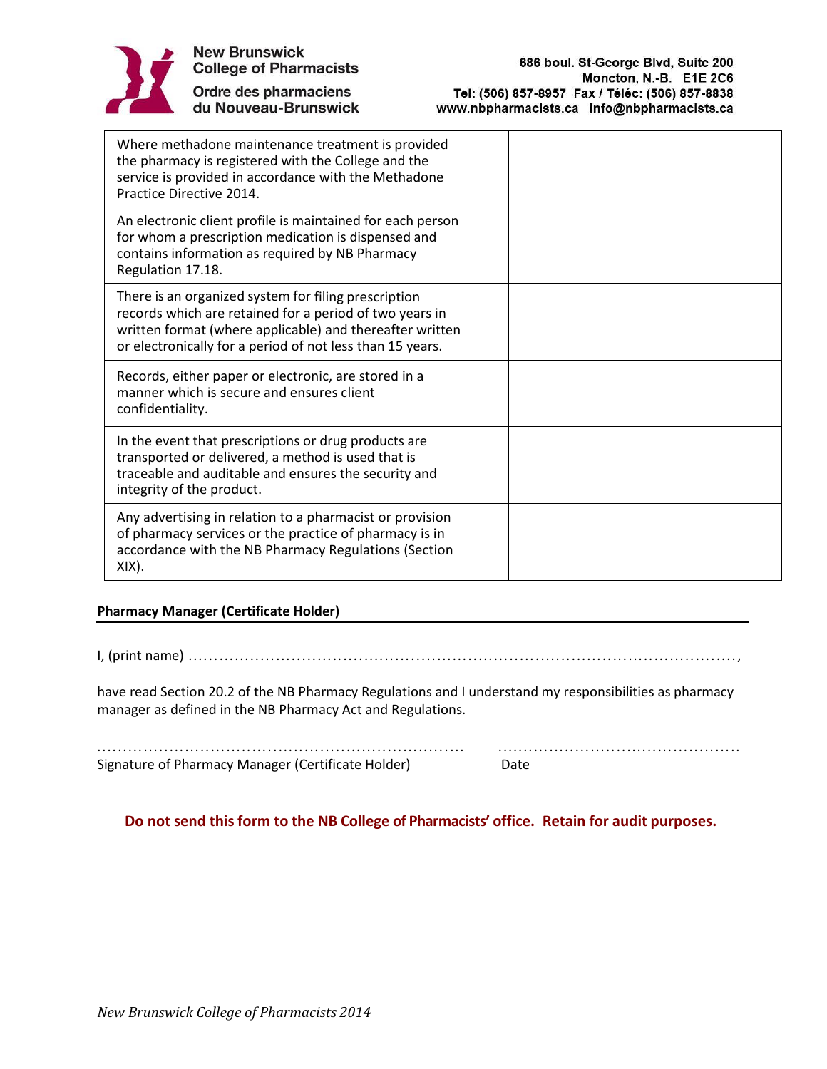| | | |
|---|---|---|
| Where methadone maintenance treatment is provided the pharmacy is registered with the College and the service is provided in accordance with the Methadone Practice Directive 2014. | | |
| An electronic client profile is maintained for each person for whom a prescription medication is dispensed and contains information as required by NB Pharmacy Regulation 17.18. | | |
| There is an organized system for filing prescription records which are retained for a period of two years in written format (where applicable) and thereafter written or electronically for a period of not less than 15 years. | | |
| Records, either paper or electronic, are stored in a manner which is secure and ensures client confidentiality. | | |
| In the event that prescriptions or drug products are transported or delivered, a method is used that is traceable and auditable and ensures the security and integrity of the product. | | |
| Any advertising in relation to a pharmacist or provision of pharmacy services or the practice of pharmacy is in accordance with the NB Pharmacy Regulations (Section XIX). | | |

**Pharmacy Manager (Certificate Holder)**

I, (print name) …………………………………………………………………………………………………,

have read Section 20.2 of the NB Pharmacy Regulations and I understand my responsibilities as pharmacy manager as defined in the NB Pharmacy Act and Regulations.

……………………………………………………………… ………………………………………….

Signature of Pharmacy Manager (Certificate Holder) Date

**Do not send this form to the NB College of Pharmacists' office. Retain for audit purposes.**

*New Brunswick College of Pharmacists 2014*